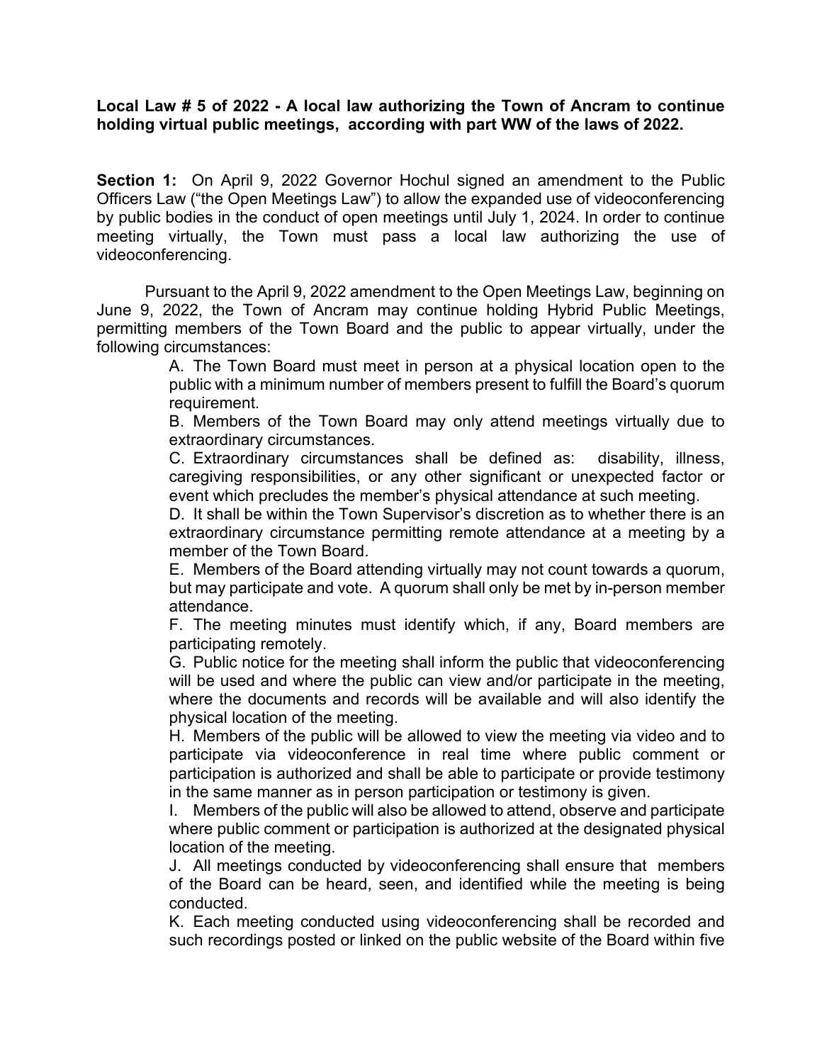**Local Law # 5 of 2022 - A local law authorizing the Town of Ancram to continue holding virtual public meetings, according with part WW of the laws of 2022.**

**Section 1:** On April 9, 2022 Governor Hochul signed an amendment to the Public Officers Law ("the Open Meetings Law") to allow the expanded use of videoconferencing by public bodies in the conduct of open meetings until July 1, 2024. In order to continue meeting virtually, the Town must pass a local law authorizing the use of videoconferencing.

Pursuant to the April 9, 2022 amendment to the Open Meetings Law, beginning on June 9, 2022, the Town of Ancram may continue holding Hybrid Public Meetings, permitting members of the Town Board and the public to appear virtually, under the following circumstances:

A. The Town Board must meet in person at a physical location open to the public with a minimum number of members present to fulfill the Board's quorum requirement.

B. Members of the Town Board may only attend meetings virtually due to extraordinary circumstances.

C. Extraordinary circumstances shall be defined as: disability, illness, caregiving responsibilities, or any other significant or unexpected factor or event which precludes the member's physical attendance at such meeting.

D. It shall be within the Town Supervisor's discretion as to whether there is an extraordinary circumstance permitting remote attendance at a meeting by a member of the Town Board.

E. Members of the Board attending virtually may not count towards a quorum, but may participate and vote. A quorum shall only be met by in-person member attendance.

F. The meeting minutes must identify which, if any, Board members are participating remotely.

G. Public notice for the meeting shall inform the public that videoconferencing will be used and where the public can view and/or participate in the meeting, where the documents and records will be available and will also identify the physical location of the meeting.

H. Members of the public will be allowed to view the meeting via video and to participate via videoconference in real time where public comment or participation is authorized and shall be able to participate or provide testimony in the same manner as in person participation or testimony is given.

I. Members of the public will also be allowed to attend, observe and participate where public comment or participation is authorized at the designated physical location of the meeting.

J. All meetings conducted by videoconferencing shall ensure that members of the Board can be heard, seen, and identified while the meeting is being conducted.

K. Each meeting conducted using videoconferencing shall be recorded and such recordings posted or linked on the public website of the Board within five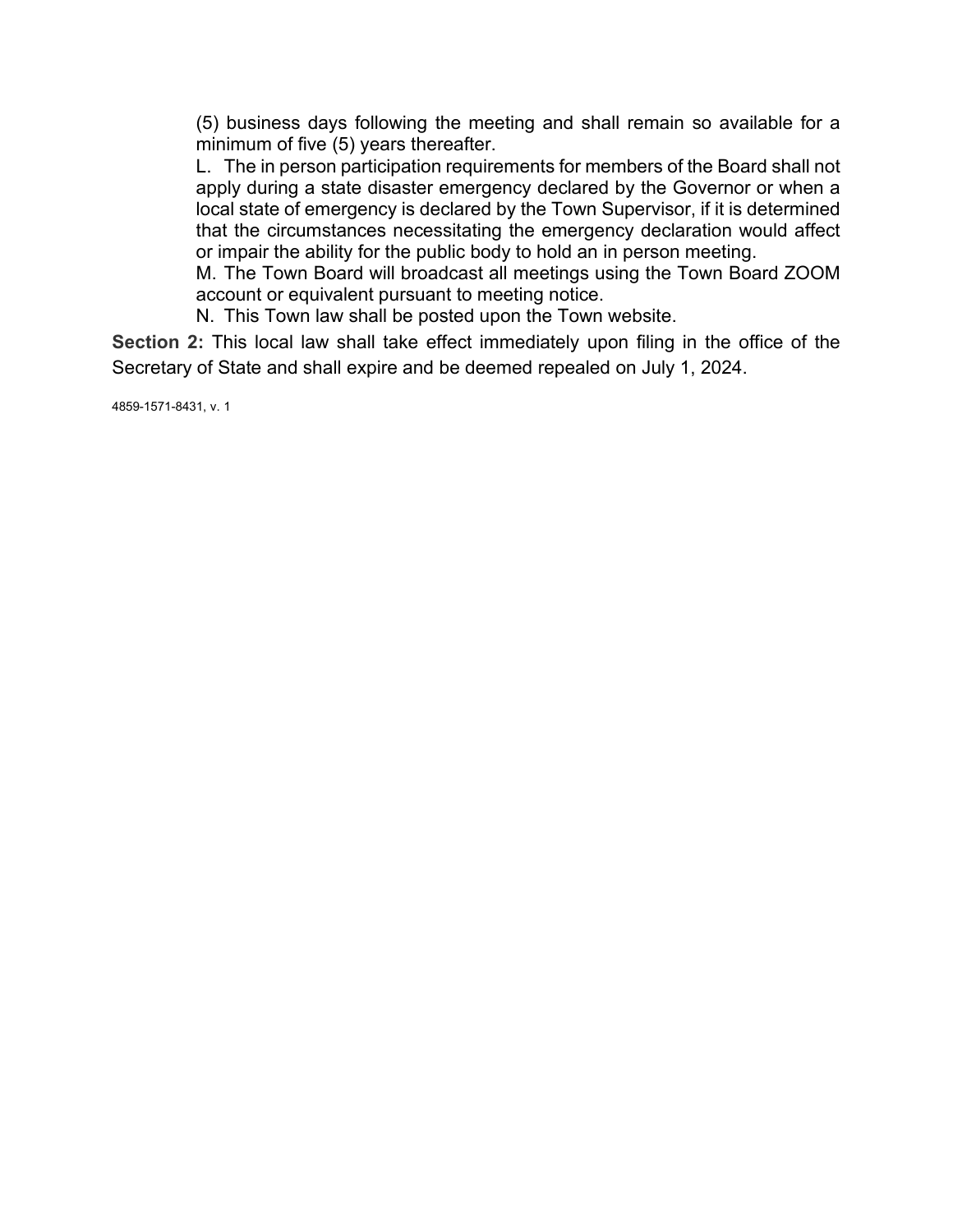(5) business days following the meeting and shall remain so available for a minimum of five (5) years thereafter.

L. The in person participation requirements for members of the Board shall not apply during a state disaster emergency declared by the Governor or when a local state of emergency is declared by the Town Supervisor, if it is determined that the circumstances necessitating the emergency declaration would affect or impair the ability for the public body to hold an in person meeting.

M. The Town Board will broadcast all meetings using the Town Board ZOOM account or equivalent pursuant to meeting notice.

N. This Town law shall be posted upon the Town website.

**Section 2:** This local law shall take effect immediately upon filing in the office of the Secretary of State and shall expire and be deemed repealed on July 1, 2024.

4859-1571-8431, v. 1